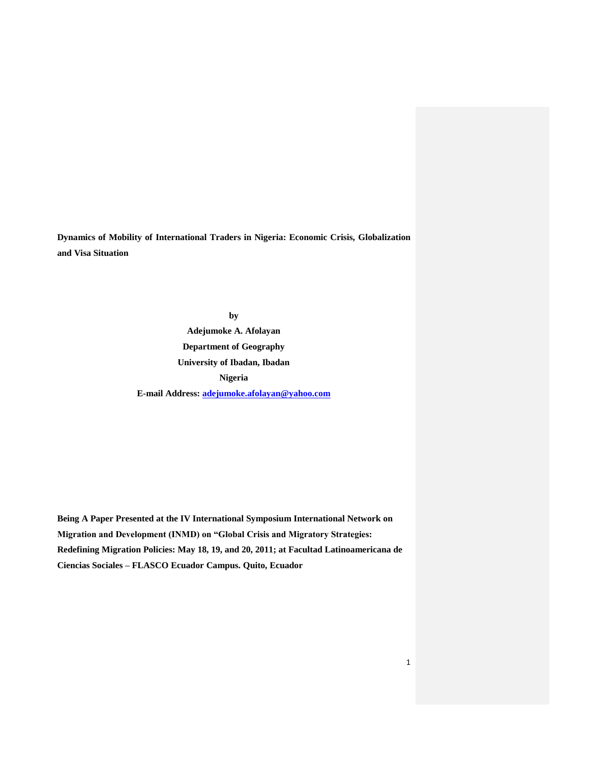# Dynamics of Mobility of International Traders in Nigeria: Economic Crisis, Globalization and Visa Situation

**by**

**Adejumoke A. Afolayan**

**Department of Geography**

**University of Ibadan, Ibadan**

**Nigeria**

**E-mail Address: adejumoke.afolayan@yahoo.com**

**Being A Paper Presented at the IV International Symposium International Network on Migration and Development (INMD) on "Global Crisis and Migratory Strategies: Redefining Migration Policies: May 18, 19, and 20, 2011; at Facultad Latinoamericana de Ciencias Sociales – FLASCO Ecuador Campus. Quito, Ecuador**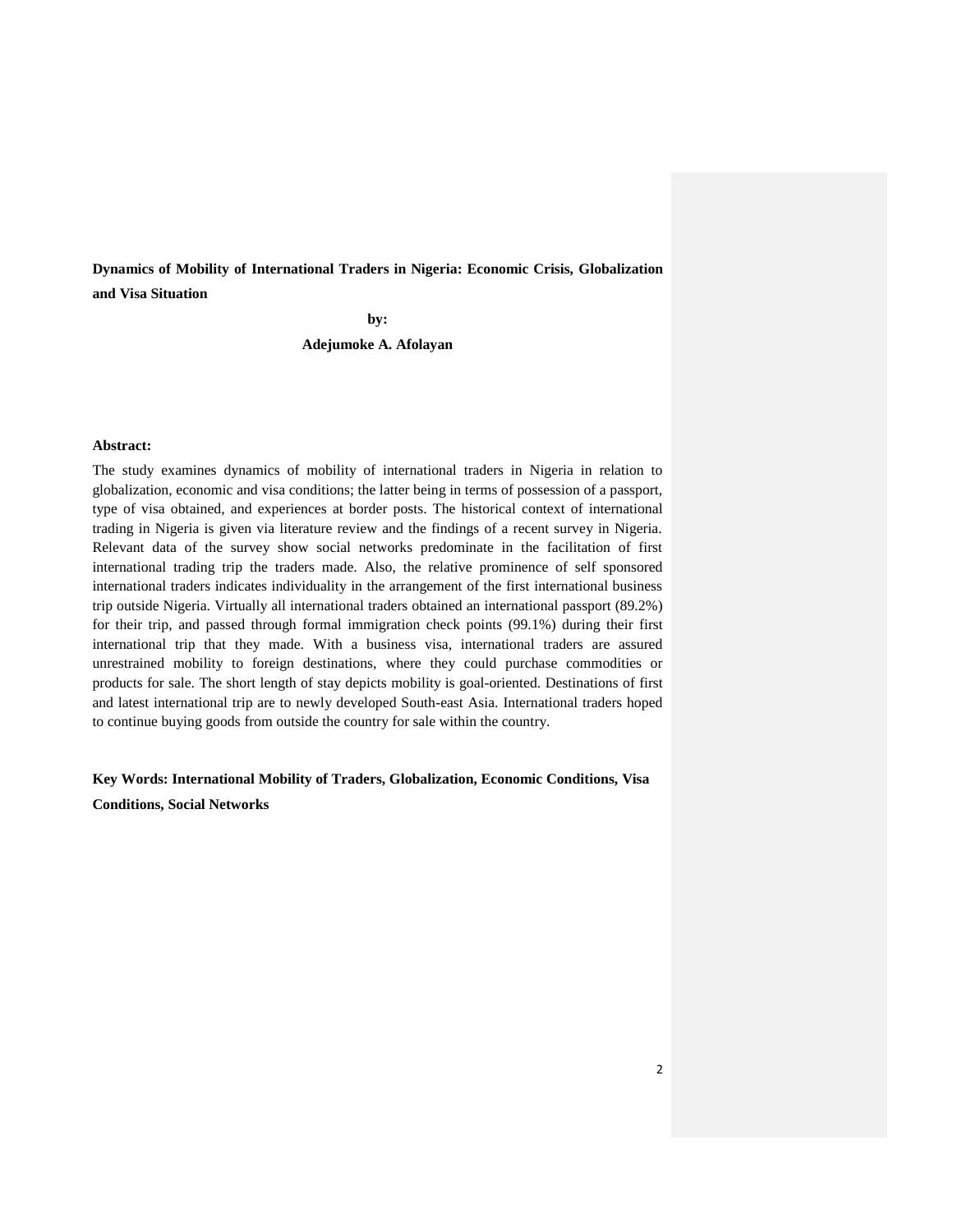**Dynamics of Mobility of International Traders in Nigeria: Economic Crisis, Globalization and Visa Situation**

**by:**

**Adejumoke A. Afolayan**

**Abstract:**

The study examines dynamics of mobility of international traders in Nigeria in relation to globalization, economic and visa conditions; the latter being in terms of possession of a passport, type of visa obtained, and experiences at border posts. The historical context of international trading in Nigeria is given via literature review and the findings of a recent survey in Nigeria. Relevant data of the survey show social networks predominate in the facilitation of first international trading trip the traders made. Also, the relative prominence of self sponsored international traders indicates individuality in the arrangement of the first international business trip outside Nigeria. Virtually all international traders obtained an international passport (89.2%) for their trip, and passed through formal immigration check points (99.1%) during their first international trip that they made. With a business visa, international traders are assured unrestrained mobility to foreign destinations, where they could purchase commodities or products for sale. The short length of stay depicts mobility is goal-oriented. Destinations of first and latest international trip are to newly developed South-east Asia. International traders hoped to continue buying goods from outside the country for sale within the country.

**Key Words: International Mobility of Traders, Globalization, Economic Conditions, Visa Conditions, Social Networks**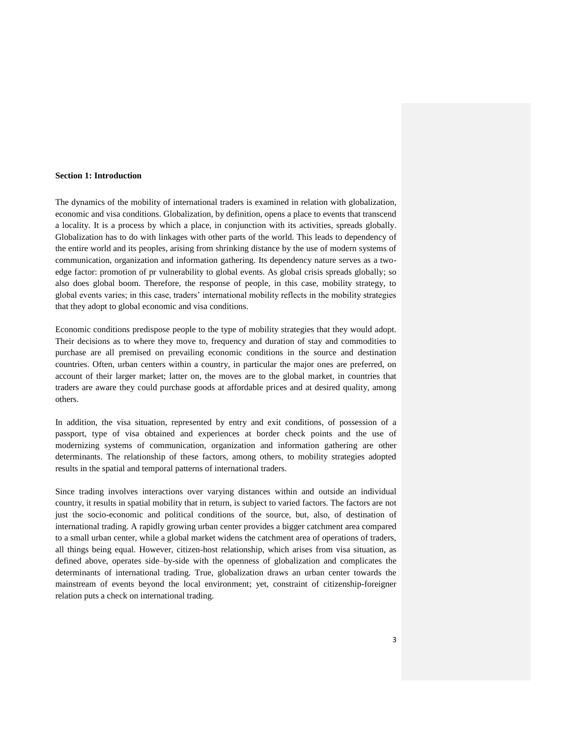**Section 1: Introduction**

The dynamics of the mobility of international traders is examined in relation with globalization, economic and visa conditions. Globalization, by definition, opens a place to events that transcend a locality. It is a process by which a place, in conjunction with its activities, spreads globally. Globalization has to do with linkages with other parts of the world. This leads to dependency of the entire world and its peoples, arising from shrinking distance by the use of modern systems of communication, organization and information gathering. Its dependency nature serves as a two-edge factor: promotion of pr vulnerability to global events. As global crisis spreads globally; so also does global boom. Therefore, the response of people, in this case, mobility strategy, to global events varies; in this case, traders' international mobility reflects in the mobility strategies that they adopt to global economic and visa conditions.

Economic conditions predispose people to the type of mobility strategies that they would adopt. Their decisions as to where they move to, frequency and duration of stay and commodities to purchase are all premised on prevailing economic conditions in the source and destination countries. Often, urban centers within a country, in particular the major ones are preferred, on account of their larger market; latter on, the moves are to the global market, in countries that traders are aware they could purchase goods at affordable prices and at desired quality, among others.

In addition, the visa situation, represented by entry and exit conditions, of possession of a passport, type of visa obtained and experiences at border check points and the use of modernizing systems of communication, organization and information gathering are other determinants. The relationship of these factors, among others, to mobility strategies adopted results in the spatial and temporal patterns of international traders.

Since trading involves interactions over varying distances within and outside an individual country, it results in spatial mobility that in return, is subject to varied factors. The factors are not just the socio-economic and political conditions of the source, but, also, of destination of international trading. A rapidly growing urban center provides a bigger catchment area compared to a small urban center, while a global market widens the catchment area of operations of traders, all things being equal. However, citizen-host relationship, which arises from visa situation, as defined above, operates side–by-side with the openness of globalization and complicates the determinants of international trading. True, globalization draws an urban center towards the mainstream of events beyond the local environment; yet, constraint of citizenship-foreigner relation puts a check on international trading.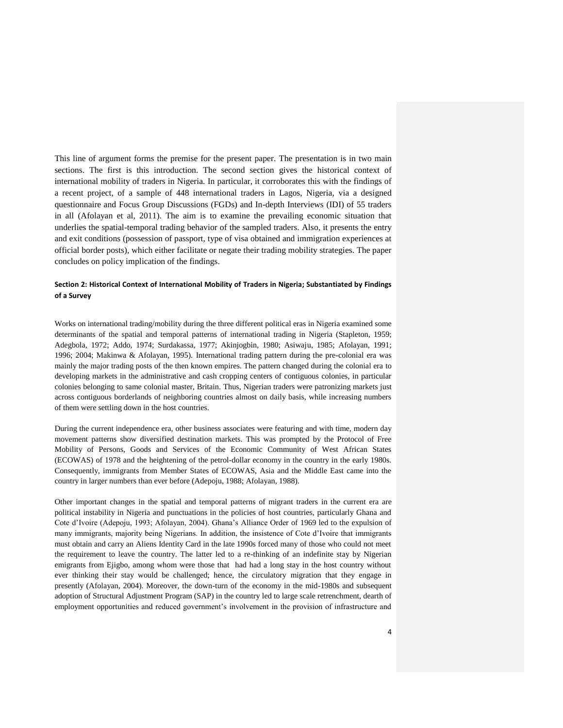This line of argument forms the premise for the present paper. The presentation is in two main sections. The first is this introduction. The second section gives the historical context of international mobility of traders in Nigeria. In particular, it corroborates this with the findings of a recent project, of a sample of 448 international traders in Lagos, Nigeria, via a designed questionnaire and Focus Group Discussions (FGDs) and In-depth Interviews (IDI) of 55 traders in all (Afolayan et al, 2011). The aim is to examine the prevailing economic situation that underlies the spatial-temporal trading behavior of the sampled traders. Also, it presents the entry and exit conditions (possession of passport, type of visa obtained and immigration experiences at official border posts), which either facilitate or negate their trading mobility strategies. The paper concludes on policy implication of the findings.

**Section 2: Historical Context of International Mobility of Traders in Nigeria; Substantiated by Findings of a Survey**

Works on international trading/mobility during the three different political eras in Nigeria examined some determinants of the spatial and temporal patterns of international trading in Nigeria (Stapleton, 1959; Adegbola, 1972; Addo, 1974; Surdakassa, 1977; Akinjogbin, 1980; Asiwaju, 1985; Afolayan, 1991; 1996; 2004; Makinwa & Afolayan, 1995). International trading pattern during the pre-colonial era was mainly the major trading posts of the then known empires. The pattern changed during the colonial era to developing markets in the administrative and cash cropping centers of contiguous colonies, in particular colonies belonging to same colonial master, Britain. Thus, Nigerian traders were patronizing markets just across contiguous borderlands of neighboring countries almost on daily basis, while increasing numbers of them were settling down in the host countries.

During the current independence era, other business associates were featuring and with time, modern day movement patterns show diversified destination markets. This was prompted by the Protocol of Free Mobility of Persons, Goods and Services of the Economic Community of West African States (ECOWAS) of 1978 and the heightening of the petrol-dollar economy in the country in the early 1980s. Consequently, immigrants from Member States of ECOWAS, Asia and the Middle East came into the country in larger numbers than ever before (Adepoju, 1988; Afolayan, 1988).

Other important changes in the spatial and temporal patterns of migrant traders in the current era are political instability in Nigeria and punctuations in the policies of host countries, particularly Ghana and Cote d'Ivoire (Adepoju, 1993; Afolayan, 2004). Ghana's Alliance Order of 1969 led to the expulsion of many immigrants, majority being Nigerians. In addition, the insistence of Cote d'Ivoire that immigrants must obtain and carry an Aliens Identity Card in the late 1990s forced many of those who could not meet the requirement to leave the country. The latter led to a re-thinking of an indefinite stay by Nigerian emigrants from Ejigbo, among whom were those that had had a long stay in the host country without ever thinking their stay would be challenged; hence, the circulatory migration that they engage in presently (Afolayan, 2004). Moreover, the down-turn of the economy in the mid-1980s and subsequent adoption of Structural Adjustment Program (SAP) in the country led to large scale retrenchment, dearth of employment opportunities and reduced government's involvement in the provision of infrastructure and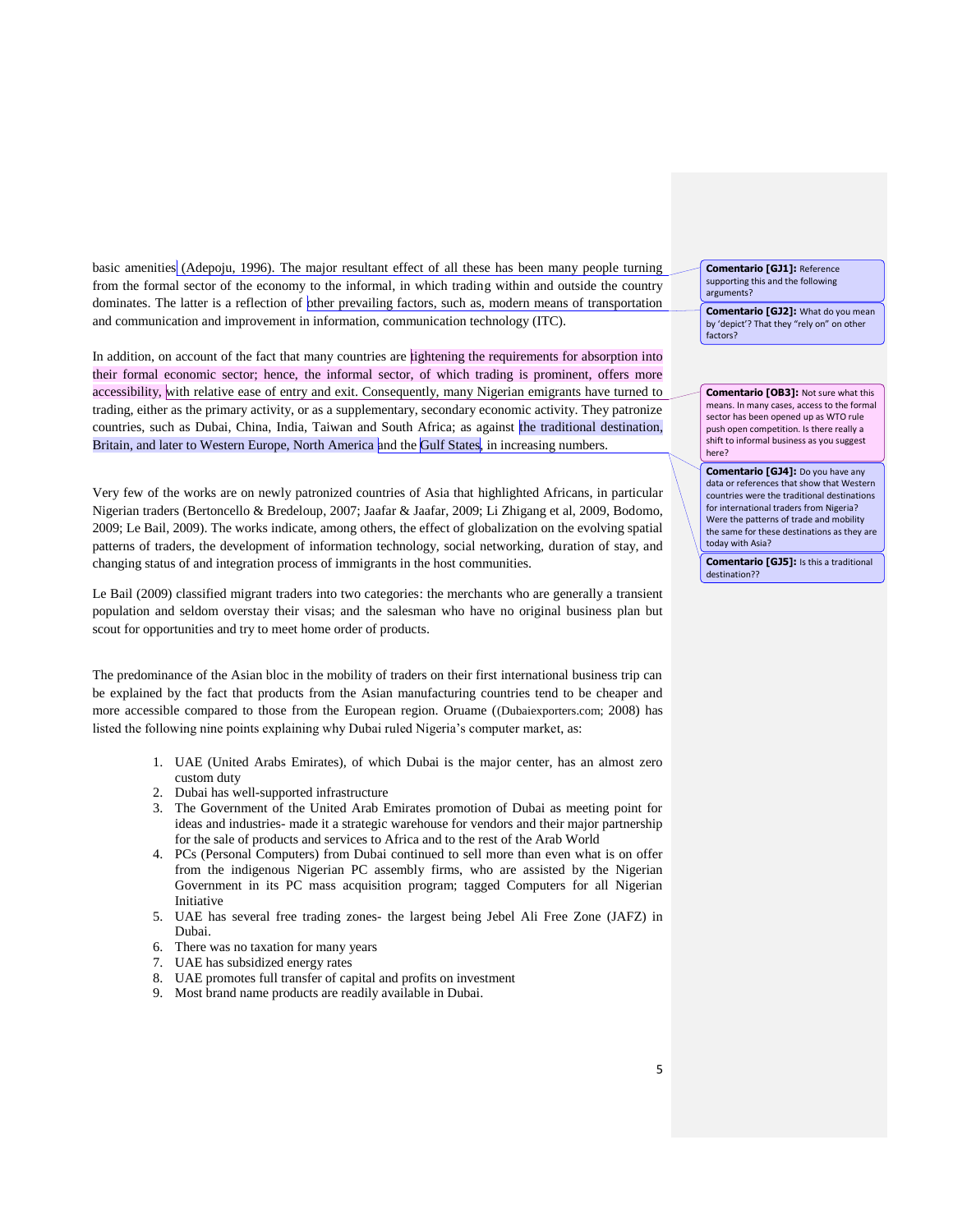basic amenities (Adepoju, 1996). The major resultant effect of all these has been many people turning from the formal sector of the economy to the informal, in which trading within and outside the country dominates. The latter is a reflection of other prevailing factors, such as, modern means of transportation and communication and improvement in information, communication technology (ITC).

In addition, on account of the fact that many countries are tightening the requirements for absorption into their formal economic sector; hence, the informal sector, of which trading is prominent, offers more accessibility, with relative ease of entry and exit. Consequently, many Nigerian emigrants have turned to trading, either as the primary activity, or as a supplementary, secondary economic activity. They patronize countries, such as Dubai, China, India, Taiwan and South Africa; as against the traditional destination, Britain, and later to Western Europe, North America and the Gulf States, in increasing numbers.

Very few of the works are on newly patronized countries of Asia that highlighted Africans, in particular Nigerian traders (Bertoncello & Bredeloup, 2007; Jaafar & Jaafar, 2009; Li Zhigang et al, 2009, Bodomo, 2009; Le Bail, 2009). The works indicate, among others, the effect of globalization on the evolving spatial patterns of traders, the development of information technology, social networking, duration of stay, and changing status of and integration process of immigrants in the host communities.

Le Bail (2009) classified migrant traders into two categories: the merchants who are generally a transient population and seldom overstay their visas; and the salesman who have no original business plan but scout for opportunities and try to meet home order of products.

The predominance of the Asian bloc in the mobility of traders on their first international business trip can be explained by the fact that products from the Asian manufacturing countries tend to be cheaper and more accessible compared to those from the European region. Oruame ((Dubaiexporters.com; 2008) has listed the following nine points explaining why Dubai ruled Nigeria's computer market, as:

1. UAE (United Arabs Emirates), of which Dubai is the major center, has an almost zero custom duty
2. Dubai has well-supported infrastructure
3. The Government of the United Arab Emirates promotion of Dubai as meeting point for ideas and industries- made it a strategic warehouse for vendors and their major partnership for the sale of products and services to Africa and to the rest of the Arab World
4. PCs (Personal Computers) from Dubai continued to sell more than even what is on offer from the indigenous Nigerian PC assembly firms, who are assisted by the Nigerian Government in its PC mass acquisition program; tagged Computers for all Nigerian Initiative
5. UAE has several free trading zones- the largest being Jebel Ali Free Zone (JAFZ) in Dubai.
6. There was no taxation for many years
7. UAE has subsidized energy rates
8. UAE promotes full transfer of capital and profits on investment
9. Most brand name products are readily available in Dubai.

**Comentario [GJ1]:** Reference supporting this and the following arguments?

**Comentario [GJ2]:** What do you mean by 'depict'? That they "rely on" on other factors?

**Comentario [OB3]:** Not sure what this means. In many cases, access to the formal sector has been opened up as WTO rule push open competition. Is there really a shift to informal business as you suggest here?

**Comentario [GJ4]:** Do you have any data or references that show that Western countries were the traditional destinations for international traders from Nigeria? Were the patterns of trade and mobility the same for these destinations as they are today with Asia?

**Comentario [GJ5]:** Is this a traditional destination??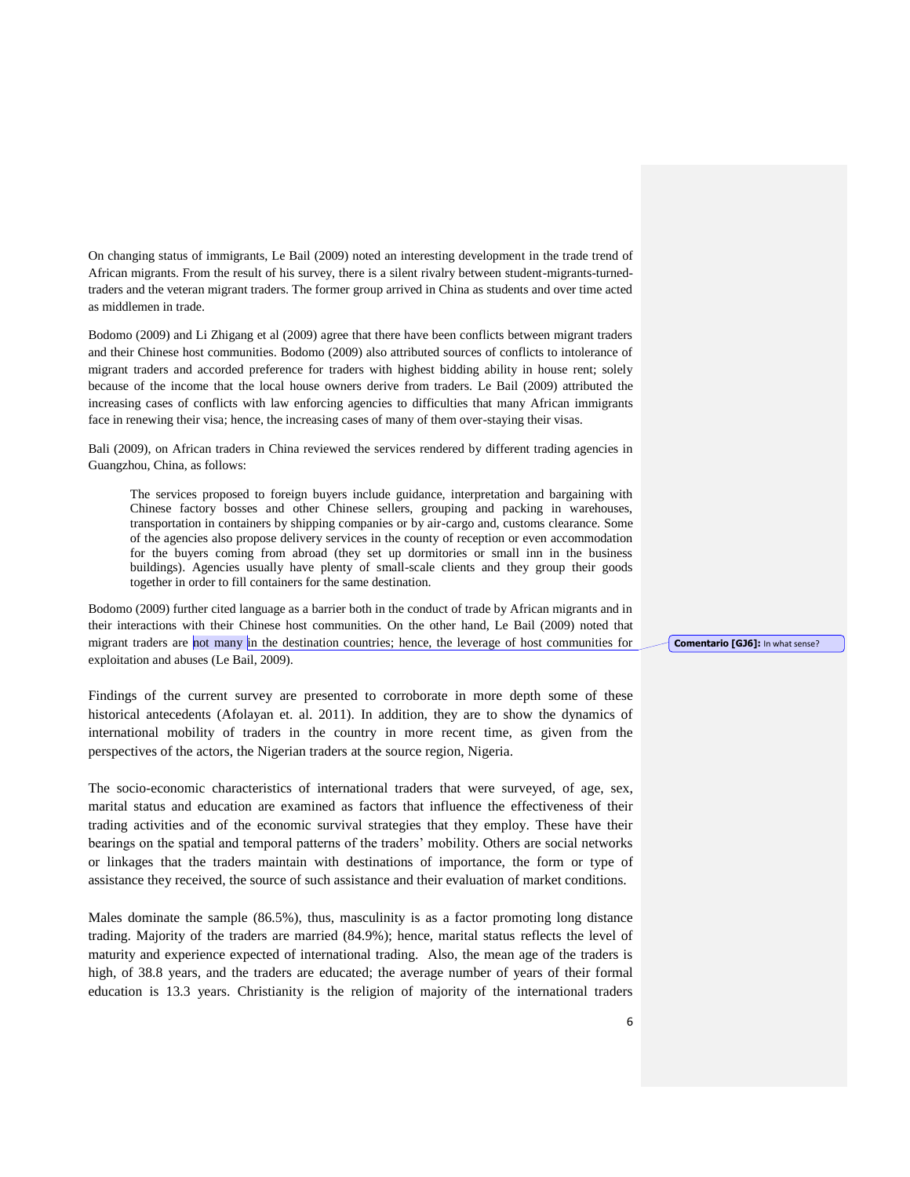On changing status of immigrants, Le Bail (2009) noted an interesting development in the trade trend of African migrants. From the result of his survey, there is a silent rivalry between student-migrants-turned-traders and the veteran migrant traders. The former group arrived in China as students and over time acted as middlemen in trade.

Bodomo (2009) and Li Zhigang et al (2009) agree that there have been conflicts between migrant traders and their Chinese host communities. Bodomo (2009) also attributed sources of conflicts to intolerance of migrant traders and accorded preference for traders with highest bidding ability in house rent; solely because of the income that the local house owners derive from traders. Le Bail (2009) attributed the increasing cases of conflicts with law enforcing agencies to difficulties that many African immigrants face in renewing their visa; hence, the increasing cases of many of them over-staying their visas.

Bali (2009), on African traders in China reviewed the services rendered by different trading agencies in Guangzhou, China, as follows:

> The services proposed to foreign buyers include guidance, interpretation and bargaining with Chinese factory bosses and other Chinese sellers, grouping and packing in warehouses, transportation in containers by shipping companies or by air-cargo and, customs clearance. Some of the agencies also propose delivery services in the county of reception or even accommodation for the buyers coming from abroad (they set up dormitories or small inn in the business buildings). Agencies usually have plenty of small-scale clients and they group their goods together in order to fill containers for the same destination.

Bodomo (2009) further cited language as a barrier both in the conduct of trade by African migrants and in their interactions with their Chinese host communities. On the other hand, Le Bail (2009) noted that migrant traders are not many in the destination countries; hence, the leverage of host communities for exploitation and abuses (Le Bail, 2009).

**Comentario [GJ6]:** In what sense?

Findings of the current survey are presented to corroborate in more depth some of these historical antecedents (Afolayan et. al. 2011). In addition, they are to show the dynamics of international mobility of traders in the country in more recent time, as given from the perspectives of the actors, the Nigerian traders at the source region, Nigeria.

The socio-economic characteristics of international traders that were surveyed, of age, sex, marital status and education are examined as factors that influence the effectiveness of their trading activities and of the economic survival strategies that they employ. These have their bearings on the spatial and temporal patterns of the traders' mobility. Others are social networks or linkages that the traders maintain with destinations of importance, the form or type of assistance they received, the source of such assistance and their evaluation of market conditions.

Males dominate the sample (86.5%), thus, masculinity is as a factor promoting long distance trading. Majority of the traders are married (84.9%); hence, marital status reflects the level of maturity and experience expected of international trading. Also, the mean age of the traders is high, of 38.8 years, and the traders are educated; the average number of years of their formal education is 13.3 years. Christianity is the religion of majority of the international traders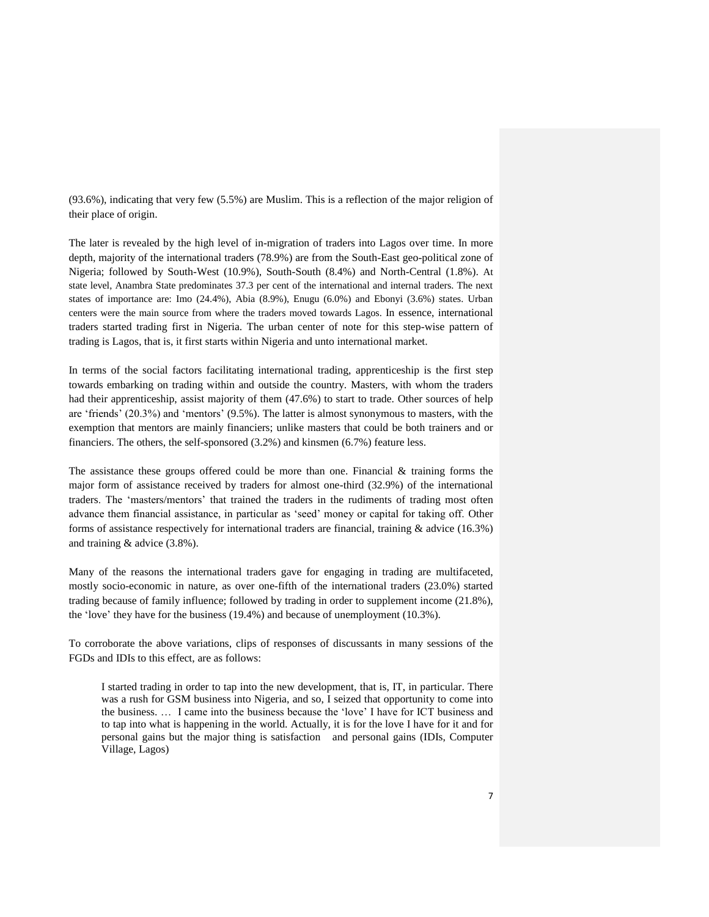(93.6%), indicating that very few (5.5%) are Muslim. This is a reflection of the major religion of their place of origin.

The later is revealed by the high level of in-migration of traders into Lagos over time. In more depth, majority of the international traders (78.9%) are from the South-East geo-political zone of Nigeria; followed by South-West (10.9%), South-South (8.4%) and North-Central (1.8%). At state level, Anambra State predominates 37.3 per cent of the international and internal traders. The next states of importance are: Imo (24.4%), Abia (8.9%), Enugu (6.0%) and Ebonyi (3.6%) states. Urban centers were the main source from where the traders moved towards Lagos. In essence, international traders started trading first in Nigeria. The urban center of note for this step-wise pattern of trading is Lagos, that is, it first starts within Nigeria and unto international market.

In terms of the social factors facilitating international trading, apprenticeship is the first step towards embarking on trading within and outside the country. Masters, with whom the traders had their apprenticeship, assist majority of them (47.6%) to start to trade. Other sources of help are 'friends' (20.3%) and 'mentors' (9.5%). The latter is almost synonymous to masters, with the exemption that mentors are mainly financiers; unlike masters that could be both trainers and or financiers. The others, the self-sponsored (3.2%) and kinsmen (6.7%) feature less.

The assistance these groups offered could be more than one. Financial & training forms the major form of assistance received by traders for almost one-third (32.9%) of the international traders. The 'masters/mentors' that trained the traders in the rudiments of trading most often advance them financial assistance, in particular as 'seed' money or capital for taking off. Other forms of assistance respectively for international traders are financial, training & advice (16.3%) and training & advice (3.8%).

Many of the reasons the international traders gave for engaging in trading are multifaceted, mostly socio-economic in nature, as over one-fifth of the international traders (23.0%) started trading because of family influence; followed by trading in order to supplement income (21.8%), the 'love' they have for the business (19.4%) and because of unemployment (10.3%).

To corroborate the above variations, clips of responses of discussants in many sessions of the FGDs and IDIs to this effect, are as follows:

> I started trading in order to tap into the new development, that is, IT, in particular. There was a rush for GSM business into Nigeria, and so, I seized that opportunity to come into the business. … I came into the business because the 'love' I have for ICT business and to tap into what is happening in the world. Actually, it is for the love I have for it and for personal gains but the major thing is satisfaction and personal gains (IDIs, Computer Village, Lagos)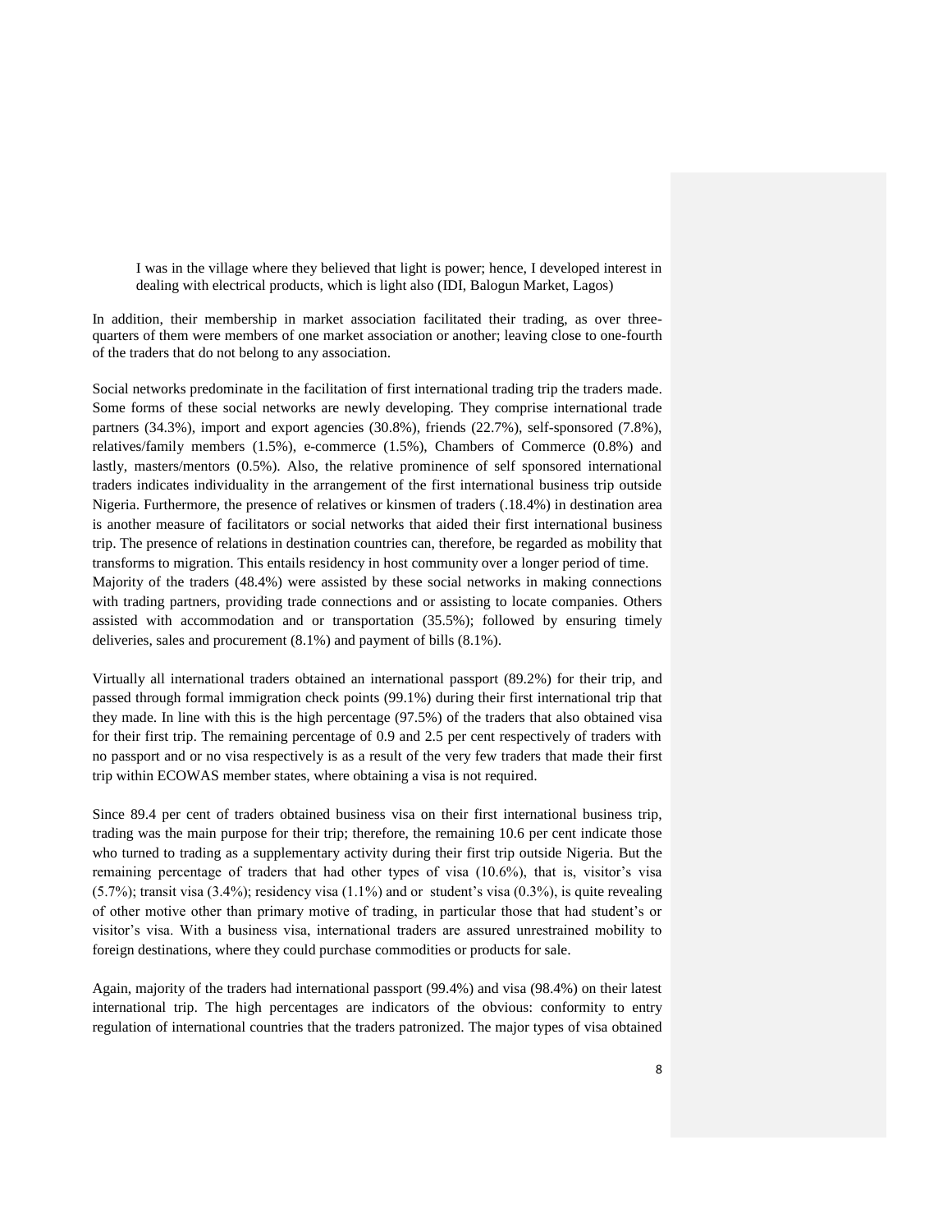> I was in the village where they believed that light is power; hence, I developed interest in dealing with electrical products, which is light also (IDI, Balogun Market, Lagos)

In addition, their membership in market association facilitated their trading, as over three-quarters of them were members of one market association or another; leaving close to one-fourth of the traders that do not belong to any association.

Social networks predominate in the facilitation of first international trading trip the traders made. Some forms of these social networks are newly developing. They comprise international trade partners (34.3%), import and export agencies (30.8%), friends (22.7%), self-sponsored (7.8%), relatives/family members (1.5%), e-commerce (1.5%), Chambers of Commerce (0.8%) and lastly, masters/mentors (0.5%). Also, the relative prominence of self sponsored international traders indicates individuality in the arrangement of the first international business trip outside Nigeria. Furthermore, the presence of relatives or kinsmen of traders (.18.4%) in destination area is another measure of facilitators or social networks that aided their first international business trip. The presence of relations in destination countries can, therefore, be regarded as mobility that transforms to migration. This entails residency in host community over a longer period of time.
Majority of the traders (48.4%) were assisted by these social networks in making connections with trading partners, providing trade connections and or assisting to locate companies. Others assisted with accommodation and or transportation (35.5%); followed by ensuring timely deliveries, sales and procurement (8.1%) and payment of bills (8.1%).

Virtually all international traders obtained an international passport (89.2%) for their trip, and passed through formal immigration check points (99.1%) during their first international trip that they made. In line with this is the high percentage (97.5%) of the traders that also obtained visa for their first trip. The remaining percentage of 0.9 and 2.5 per cent respectively of traders with no passport and or no visa respectively is as a result of the very few traders that made their first trip within ECOWAS member states, where obtaining a visa is not required.

Since 89.4 per cent of traders obtained business visa on their first international business trip, trading was the main purpose for their trip; therefore, the remaining 10.6 per cent indicate those who turned to trading as a supplementary activity during their first trip outside Nigeria. But the remaining percentage of traders that had other types of visa (10.6%), that is, visitor's visa (5.7%); transit visa (3.4%); residency visa (1.1%) and or student's visa (0.3%), is quite revealing of other motive other than primary motive of trading, in particular those that had student's or visitor's visa. With a business visa, international traders are assured unrestrained mobility to foreign destinations, where they could purchase commodities or products for sale.

Again, majority of the traders had international passport (99.4%) and visa (98.4%) on their latest international trip. The high percentages are indicators of the obvious: conformity to entry regulation of international countries that the traders patronized. The major types of visa obtained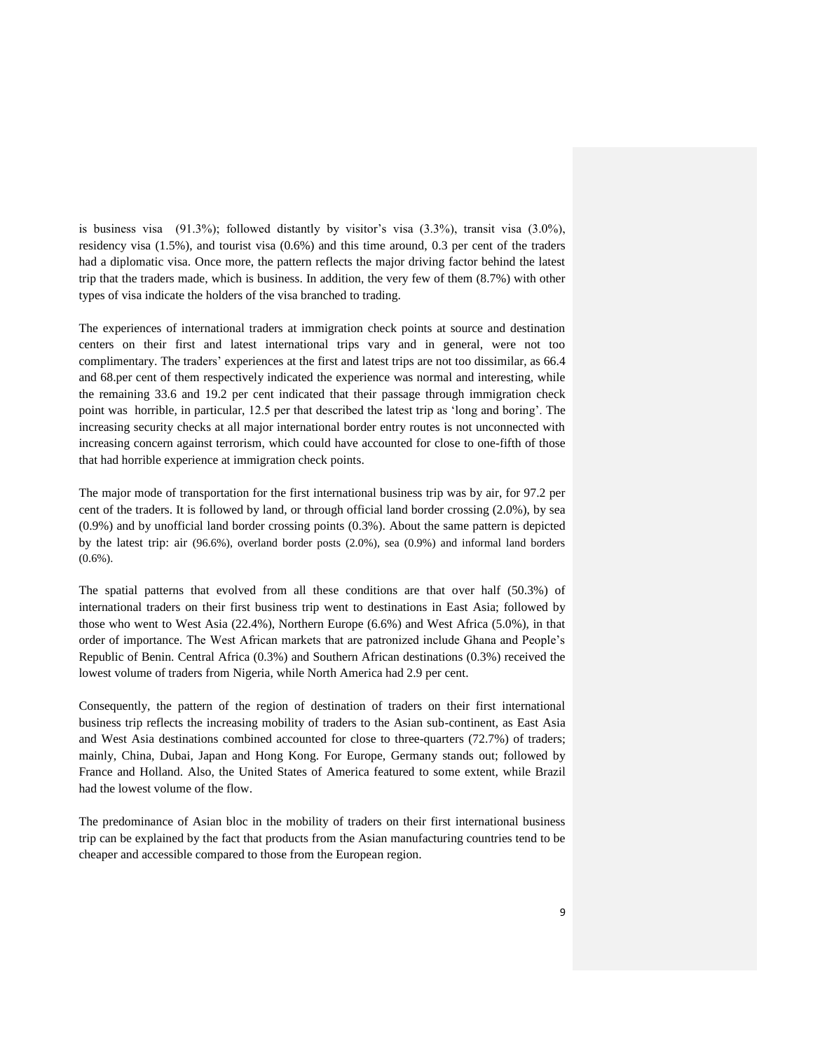is business visa (91.3%); followed distantly by visitor's visa (3.3%), transit visa (3.0%), residency visa (1.5%), and tourist visa (0.6%) and this time around, 0.3 per cent of the traders had a diplomatic visa. Once more, the pattern reflects the major driving factor behind the latest trip that the traders made, which is business. In addition, the very few of them (8.7%) with other types of visa indicate the holders of the visa branched to trading.

The experiences of international traders at immigration check points at source and destination centers on their first and latest international trips vary and in general, were not too complimentary. The traders' experiences at the first and latest trips are not too dissimilar, as 66.4 and 68.per cent of them respectively indicated the experience was normal and interesting, while the remaining 33.6 and 19.2 per cent indicated that their passage through immigration check point was horrible, in particular, 12.5 per that described the latest trip as 'long and boring'. The increasing security checks at all major international border entry routes is not unconnected with increasing concern against terrorism, which could have accounted for close to one-fifth of those that had horrible experience at immigration check points.

The major mode of transportation for the first international business trip was by air, for 97.2 per cent of the traders. It is followed by land, or through official land border crossing (2.0%), by sea (0.9%) and by unofficial land border crossing points (0.3%). About the same pattern is depicted by the latest trip: air (96.6%), overland border posts (2.0%), sea (0.9%) and informal land borders (0.6%).

The spatial patterns that evolved from all these conditions are that over half (50.3%) of international traders on their first business trip went to destinations in East Asia; followed by those who went to West Asia (22.4%), Northern Europe (6.6%) and West Africa (5.0%), in that order of importance. The West African markets that are patronized include Ghana and People's Republic of Benin. Central Africa (0.3%) and Southern African destinations (0.3%) received the lowest volume of traders from Nigeria, while North America had 2.9 per cent.

Consequently, the pattern of the region of destination of traders on their first international business trip reflects the increasing mobility of traders to the Asian sub-continent, as East Asia and West Asia destinations combined accounted for close to three-quarters (72.7%) of traders; mainly, China, Dubai, Japan and Hong Kong. For Europe, Germany stands out; followed by France and Holland. Also, the United States of America featured to some extent, while Brazil had the lowest volume of the flow.

The predominance of Asian bloc in the mobility of traders on their first international business trip can be explained by the fact that products from the Asian manufacturing countries tend to be cheaper and accessible compared to those from the European region.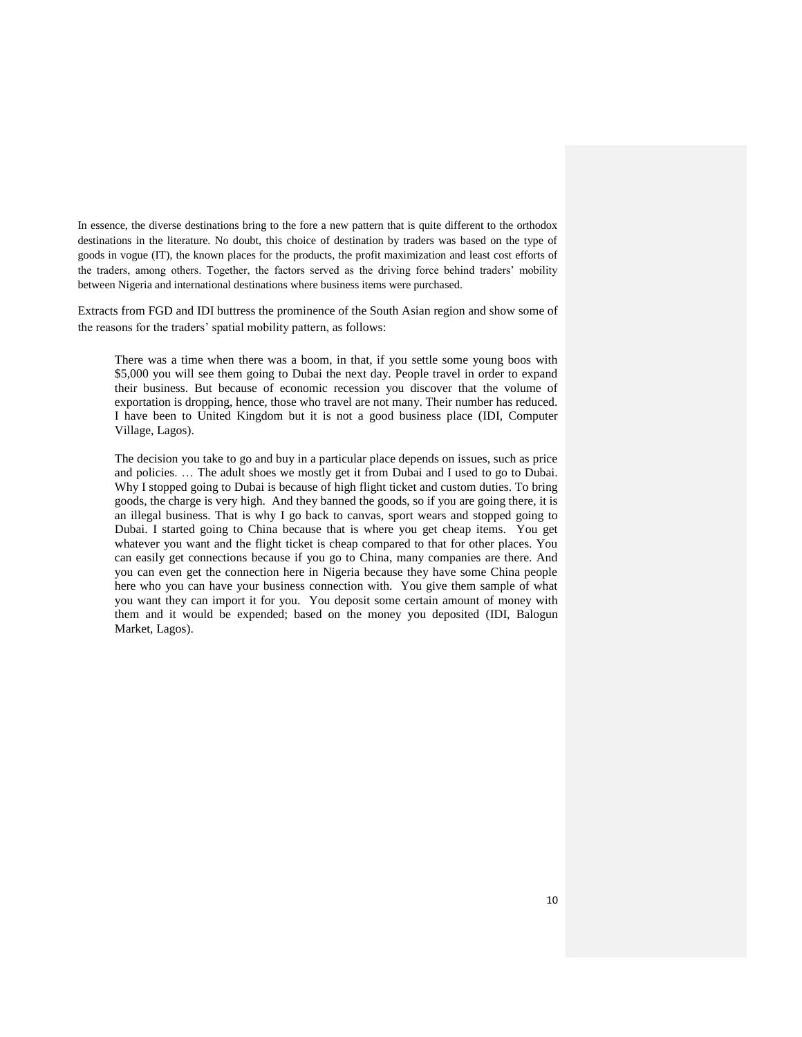In essence, the diverse destinations bring to the fore a new pattern that is quite different to the orthodox destinations in the literature. No doubt, this choice of destination by traders was based on the type of goods in vogue (IT), the known places for the products, the profit maximization and least cost efforts of the traders, among others. Together, the factors served as the driving force behind traders' mobility between Nigeria and international destinations where business items were purchased.

Extracts from FGD and IDI buttress the prominence of the South Asian region and show some of the reasons for the traders' spatial mobility pattern, as follows:

> There was a time when there was a boom, in that, if you settle some young boos with \$5,000 you will see them going to Dubai the next day. People travel in order to expand their business. But because of economic recession you discover that the volume of exportation is dropping, hence, those who travel are not many. Their number has reduced. I have been to United Kingdom but it is not a good business place (IDI, Computer Village, Lagos).

> The decision you take to go and buy in a particular place depends on issues, such as price and policies. … The adult shoes we mostly get it from Dubai and I used to go to Dubai. Why I stopped going to Dubai is because of high flight ticket and custom duties. To bring goods, the charge is very high. And they banned the goods, so if you are going there, it is an illegal business. That is why I go back to canvas, sport wears and stopped going to Dubai. I started going to China because that is where you get cheap items. You get whatever you want and the flight ticket is cheap compared to that for other places. You can easily get connections because if you go to China, many companies are there. And you can even get the connection here in Nigeria because they have some China people here who you can have your business connection with. You give them sample of what you want they can import it for you. You deposit some certain amount of money with them and it would be expended; based on the money you deposited (IDI, Balogun Market, Lagos).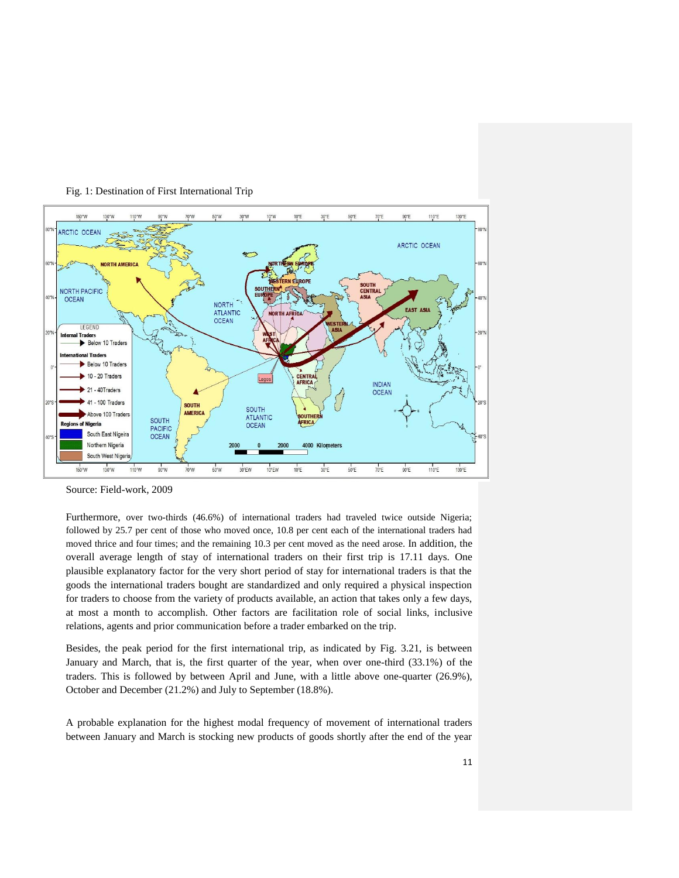Fig. 1: Destination of First International Trip

Source: Field-work, 2009

Furthermore, over two-thirds (46.6%) of international traders had traveled twice outside Nigeria; followed by 25.7 per cent of those who moved once, 10.8 per cent each of the international traders had moved thrice and four times; and the remaining 10.3 per cent moved as the need arose. In addition, the overall average length of stay of international traders on their first trip is 17.11 days. One plausible explanatory factor for the very short period of stay for international traders is that the goods the international traders bought are standardized and only required a physical inspection for traders to choose from the variety of products available, an action that takes only a few days, at most a month to accomplish. Other factors are facilitation role of social links, inclusive relations, agents and prior communication before a trader embarked on the trip.

Besides, the peak period for the first international trip, as indicated by Fig. 3.21, is between January and March, that is, the first quarter of the year, when over one-third (33.1%) of the traders. This is followed by between April and June, with a little above one-quarter (26.9%), October and December (21.2%) and July to September (18.8%).

A probable explanation for the highest modal frequency of movement of international traders between January and March is stocking new products of goods shortly after the end of the year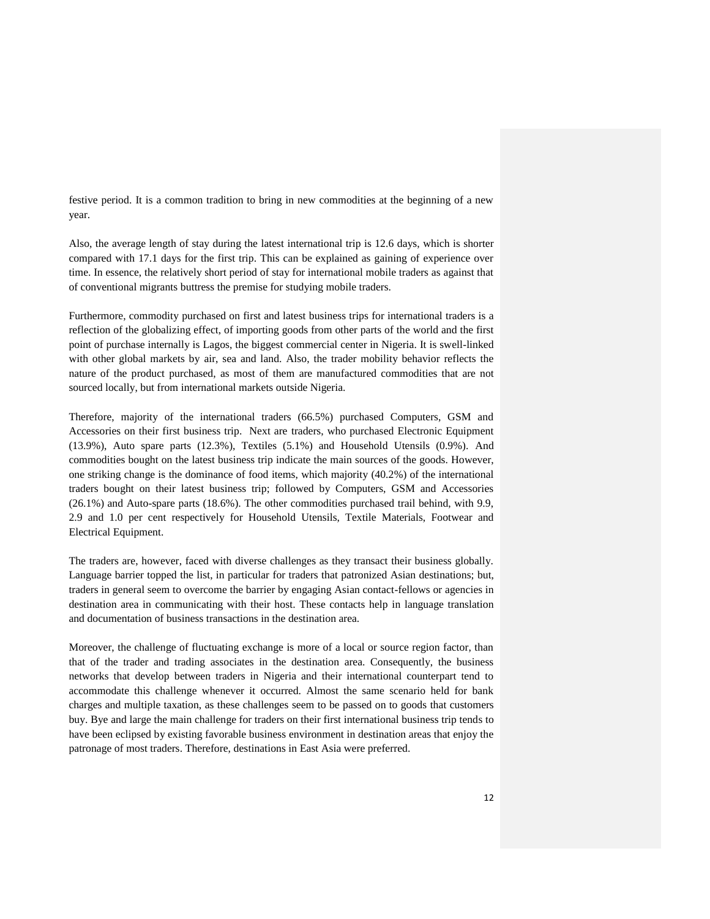festive period. It is a common tradition to bring in new commodities at the beginning of a new year.

Also, the average length of stay during the latest international trip is 12.6 days, which is shorter compared with 17.1 days for the first trip. This can be explained as gaining of experience over time. In essence, the relatively short period of stay for international mobile traders as against that of conventional migrants buttress the premise for studying mobile traders.

Furthermore, commodity purchased on first and latest business trips for international traders is a reflection of the globalizing effect, of importing goods from other parts of the world and the first point of purchase internally is Lagos, the biggest commercial center in Nigeria. It is swell-linked with other global markets by air, sea and land. Also, the trader mobility behavior reflects the nature of the product purchased, as most of them are manufactured commodities that are not sourced locally, but from international markets outside Nigeria.

Therefore, majority of the international traders (66.5%) purchased Computers, GSM and Accessories on their first business trip. Next are traders, who purchased Electronic Equipment (13.9%), Auto spare parts (12.3%), Textiles (5.1%) and Household Utensils (0.9%). And commodities bought on the latest business trip indicate the main sources of the goods. However, one striking change is the dominance of food items, which majority (40.2%) of the international traders bought on their latest business trip; followed by Computers, GSM and Accessories (26.1%) and Auto-spare parts (18.6%). The other commodities purchased trail behind, with 9.9, 2.9 and 1.0 per cent respectively for Household Utensils, Textile Materials, Footwear and Electrical Equipment.

The traders are, however, faced with diverse challenges as they transact their business globally. Language barrier topped the list, in particular for traders that patronized Asian destinations; but, traders in general seem to overcome the barrier by engaging Asian contact-fellows or agencies in destination area in communicating with their host. These contacts help in language translation and documentation of business transactions in the destination area.

Moreover, the challenge of fluctuating exchange is more of a local or source region factor, than that of the trader and trading associates in the destination area. Consequently, the business networks that develop between traders in Nigeria and their international counterpart tend to accommodate this challenge whenever it occurred. Almost the same scenario held for bank charges and multiple taxation, as these challenges seem to be passed on to goods that customers buy. Bye and large the main challenge for traders on their first international business trip tends to have been eclipsed by existing favorable business environment in destination areas that enjoy the patronage of most traders. Therefore, destinations in East Asia were preferred.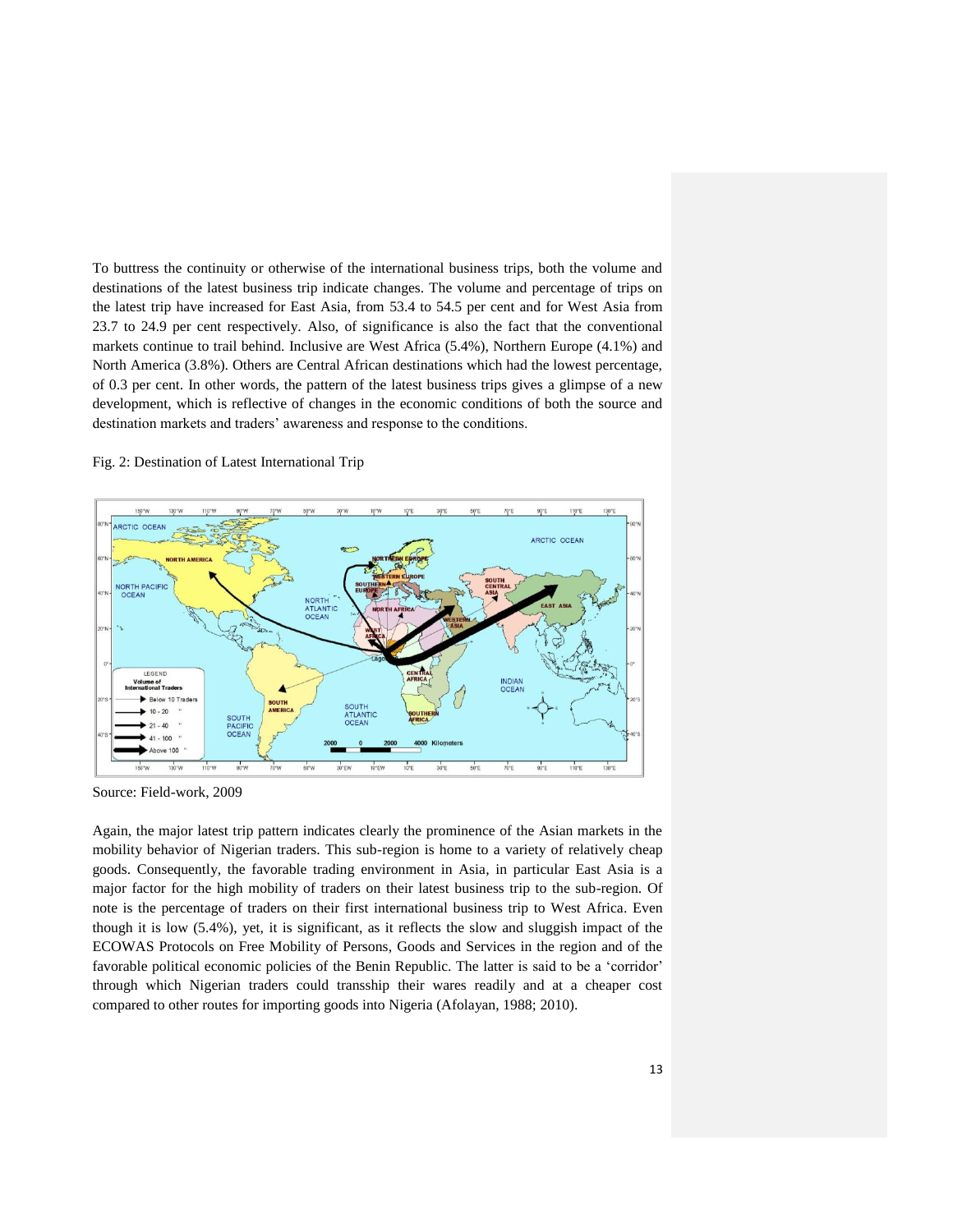To buttress the continuity or otherwise of the international business trips, both the volume and destinations of the latest business trip indicate changes. The volume and percentage of trips on the latest trip have increased for East Asia, from 53.4 to 54.5 per cent and for West Asia from 23.7 to 24.9 per cent respectively. Also, of significance is also the fact that the conventional markets continue to trail behind. Inclusive are West Africa (5.4%), Northern Europe (4.1%) and North America (3.8%). Others are Central African destinations which had the lowest percentage, of 0.3 per cent. In other words, the pattern of the latest business trips gives a glimpse of a new development, which is reflective of changes in the economic conditions of both the source and destination markets and traders' awareness and response to the conditions.

Fig. 2: Destination of Latest International Trip

Source: Field-work, 2009

Again, the major latest trip pattern indicates clearly the prominence of the Asian markets in the mobility behavior of Nigerian traders. This sub-region is home to a variety of relatively cheap goods. Consequently, the favorable trading environment in Asia, in particular East Asia is a major factor for the high mobility of traders on their latest business trip to the sub-region. Of note is the percentage of traders on their first international business trip to West Africa. Even though it is low (5.4%), yet, it is significant, as it reflects the slow and sluggish impact of the ECOWAS Protocols on Free Mobility of Persons, Goods and Services in the region and of the favorable political economic policies of the Benin Republic. The latter is said to be a 'corridor' through which Nigerian traders could transship their wares readily and at a cheaper cost compared to other routes for importing goods into Nigeria (Afolayan, 1988; 2010).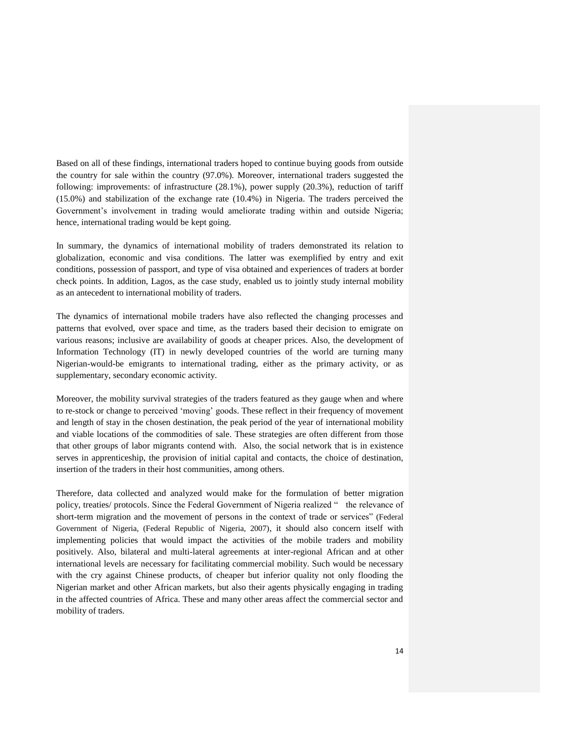Based on all of these findings, international traders hoped to continue buying goods from outside the country for sale within the country (97.0%). Moreover, international traders suggested the following: improvements: of infrastructure (28.1%), power supply (20.3%), reduction of tariff (15.0%) and stabilization of the exchange rate (10.4%) in Nigeria. The traders perceived the Government's involvement in trading would ameliorate trading within and outside Nigeria; hence, international trading would be kept going.

In summary, the dynamics of international mobility of traders demonstrated its relation to globalization, economic and visa conditions. The latter was exemplified by entry and exit conditions, possession of passport, and type of visa obtained and experiences of traders at border check points. In addition, Lagos, as the case study, enabled us to jointly study internal mobility as an antecedent to international mobility of traders.

The dynamics of international mobile traders have also reflected the changing processes and patterns that evolved, over space and time, as the traders based their decision to emigrate on various reasons; inclusive are availability of goods at cheaper prices. Also, the development of Information Technology (IT) in newly developed countries of the world are turning many Nigerian-would-be emigrants to international trading, either as the primary activity, or as supplementary, secondary economic activity.

Moreover, the mobility survival strategies of the traders featured as they gauge when and where to re-stock or change to perceived 'moving' goods. These reflect in their frequency of movement and length of stay in the chosen destination, the peak period of the year of international mobility and viable locations of the commodities of sale. These strategies are often different from those that other groups of labor migrants contend with. Also, the social network that is in existence serves in apprenticeship, the provision of initial capital and contacts, the choice of destination, insertion of the traders in their host communities, among others.

Therefore, data collected and analyzed would make for the formulation of better migration policy, treaties/ protocols. Since the Federal Government of Nigeria realized " the relevance of short-term migration and the movement of persons in the context of trade or services" (Federal Government of Nigeria, (Federal Republic of Nigeria, 2007), it should also concern itself with implementing policies that would impact the activities of the mobile traders and mobility positively. Also, bilateral and multi-lateral agreements at inter-regional African and at other international levels are necessary for facilitating commercial mobility. Such would be necessary with the cry against Chinese products, of cheaper but inferior quality not only flooding the Nigerian market and other African markets, but also their agents physically engaging in trading in the affected countries of Africa. These and many other areas affect the commercial sector and mobility of traders.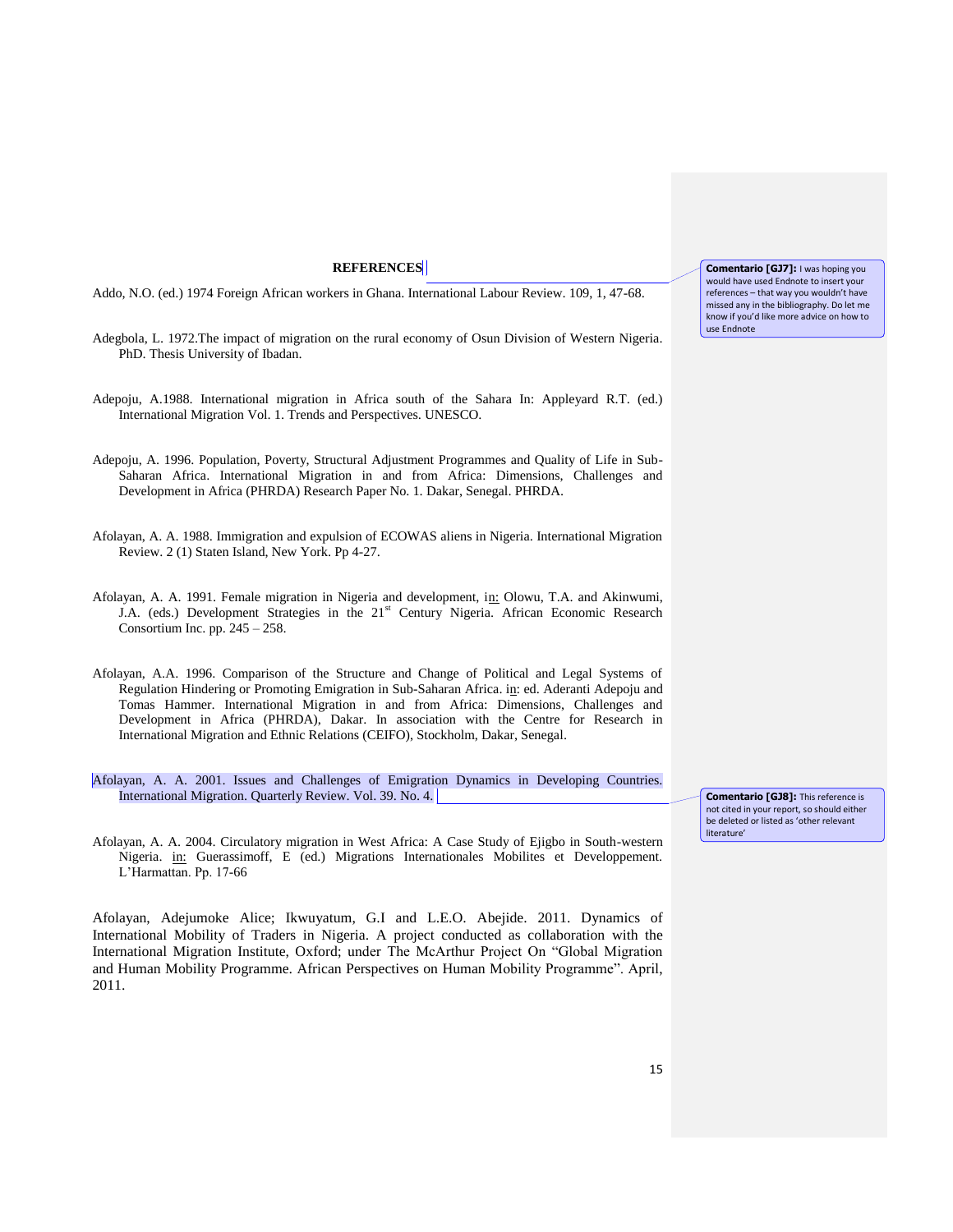## REFERENCES

Addo, N.O. (ed.) 1974 Foreign African workers in Ghana. International Labour Review. 109, 1, 47-68.

Adegbola, L. 1972.The impact of migration on the rural economy of Osun Division of Western Nigeria. PhD. Thesis University of Ibadan.

Adepoju, A.1988. International migration in Africa south of the Sahara In: Appleyard R.T. (ed.) International Migration Vol. 1. Trends and Perspectives. UNESCO.

Adepoju, A. 1996. Population, Poverty, Structural Adjustment Programmes and Quality of Life in Sub-Saharan Africa. International Migration in and from Africa: Dimensions, Challenges and Development in Africa (PHRDA) Research Paper No. 1. Dakar, Senegal. PHRDA.

Afolayan, A. A. 1988. Immigration and expulsion of ECOWAS aliens in Nigeria. International Migration Review. 2 (1) Staten Island, New York. Pp 4-27.

Afolayan, A. A. 1991. Female migration in Nigeria and development, in: Olowu, T.A. and Akinwumi, J.A. (eds.) Development Strategies in the 21st Century Nigeria. African Economic Research Consortium Inc. pp. 245 – 258.

Afolayan, A.A. 1996. Comparison of the Structure and Change of Political and Legal Systems of Regulation Hindering or Promoting Emigration in Sub-Saharan Africa. in: ed. Aderanti Adepoju and Tomas Hammer. International Migration in and from Africa: Dimensions, Challenges and Development in Africa (PHRDA), Dakar. In association with the Centre for Research in International Migration and Ethnic Relations (CEIFO), Stockholm, Dakar, Senegal.

Afolayan, A. A. 2001. Issues and Challenges of Emigration Dynamics in Developing Countries. International Migration. Quarterly Review. Vol. 39. No. 4.

Afolayan, A. A. 2004. Circulatory migration in West Africa: A Case Study of Ejigbo in South-western Nigeria. in: Guerassimoff, E (ed.) Migrations Internationales Mobilites et Developpement. L'Harmattan. Pp. 17-66

Afolayan, Adejumoke Alice; Ikwuyatum, G.I and L.E.O. Abejide. 2011. Dynamics of International Mobility of Traders in Nigeria. A project conducted as collaboration with the International Migration Institute, Oxford; under The McArthur Project On "Global Migration and Human Mobility Programme. African Perspectives on Human Mobility Programme". April, 2011.

Comentario [GJ7]: I was hoping you would have used Endnote to insert your references – that way you wouldn't have missed any in the bibliography. Do let me know if you'd like more advice on how to use Endnote

Comentario [GJ8]: This reference is not cited in your report, so should either be deleted or listed as 'other relevant literature'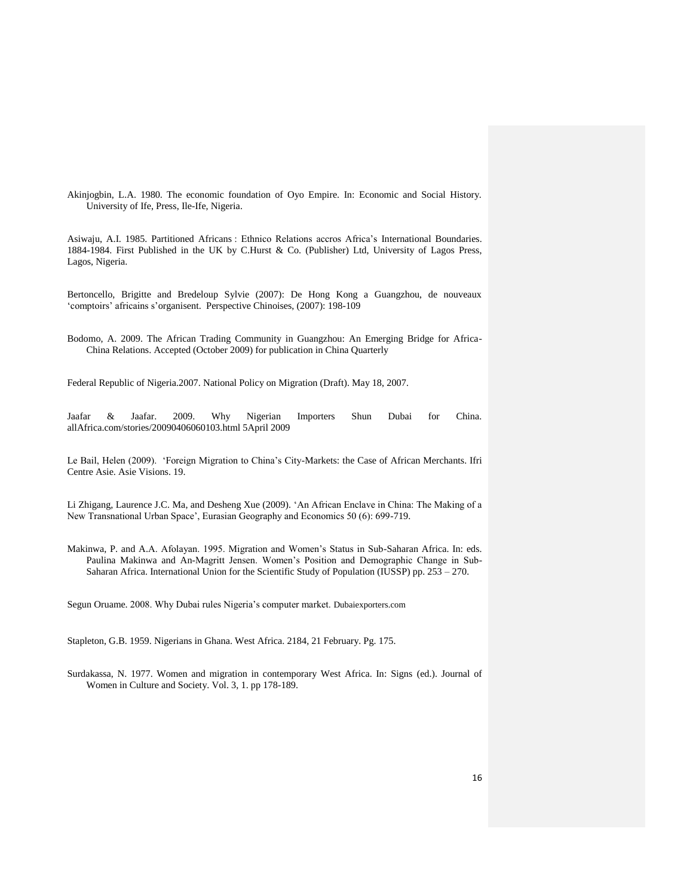Akinjogbin, L.A. 1980. The economic foundation of Oyo Empire. In: Economic and Social History. University of Ife, Press, Ile-Ife, Nigeria.

Asiwaju, A.I. 1985. Partitioned Africans : Ethnico Relations accros Africa's International Boundaries. 1884-1984. First Published in the UK by C.Hurst & Co. (Publisher) Ltd, University of Lagos Press, Lagos, Nigeria.

Bertoncello, Brigitte and Bredeloup Sylvie (2007): De Hong Kong a Guangzhou, de nouveaux 'comptoirs' africains s'organisent. Perspective Chinoises, (2007): 198-109

Bodomo, A. 2009. The African Trading Community in Guangzhou: An Emerging Bridge for Africa-China Relations. Accepted (October 2009) for publication in China Quarterly

Federal Republic of Nigeria.2007. National Policy on Migration (Draft). May 18, 2007.

Jaafar & Jaafar. 2009. Why Nigerian Importers Shun Dubai for China. allAfrica.com/stories/20090406060103.html 5April 2009

Le Bail, Helen (2009). 'Foreign Migration to China's City-Markets: the Case of African Merchants. Ifri Centre Asie. Asie Visions. 19.

Li Zhigang, Laurence J.C. Ma, and Desheng Xue (2009). 'An African Enclave in China: The Making of a New Transnational Urban Space', Eurasian Geography and Economics 50 (6): 699-719.

Makinwa, P. and A.A. Afolayan. 1995. Migration and Women's Status in Sub-Saharan Africa. In: eds. Paulina Makinwa and An-Magritt Jensen. Women's Position and Demographic Change in Sub-Saharan Africa. International Union for the Scientific Study of Population (IUSSP) pp. 253 – 270.

Segun Oruame. 2008. Why Dubai rules Nigeria's computer market. Dubaiexporters.com

Stapleton, G.B. 1959. Nigerians in Ghana. West Africa. 2184, 21 February. Pg. 175.

Surdakassa, N. 1977. Women and migration in contemporary West Africa. In: Signs (ed.). Journal of Women in Culture and Society. Vol. 3, 1. pp 178-189.